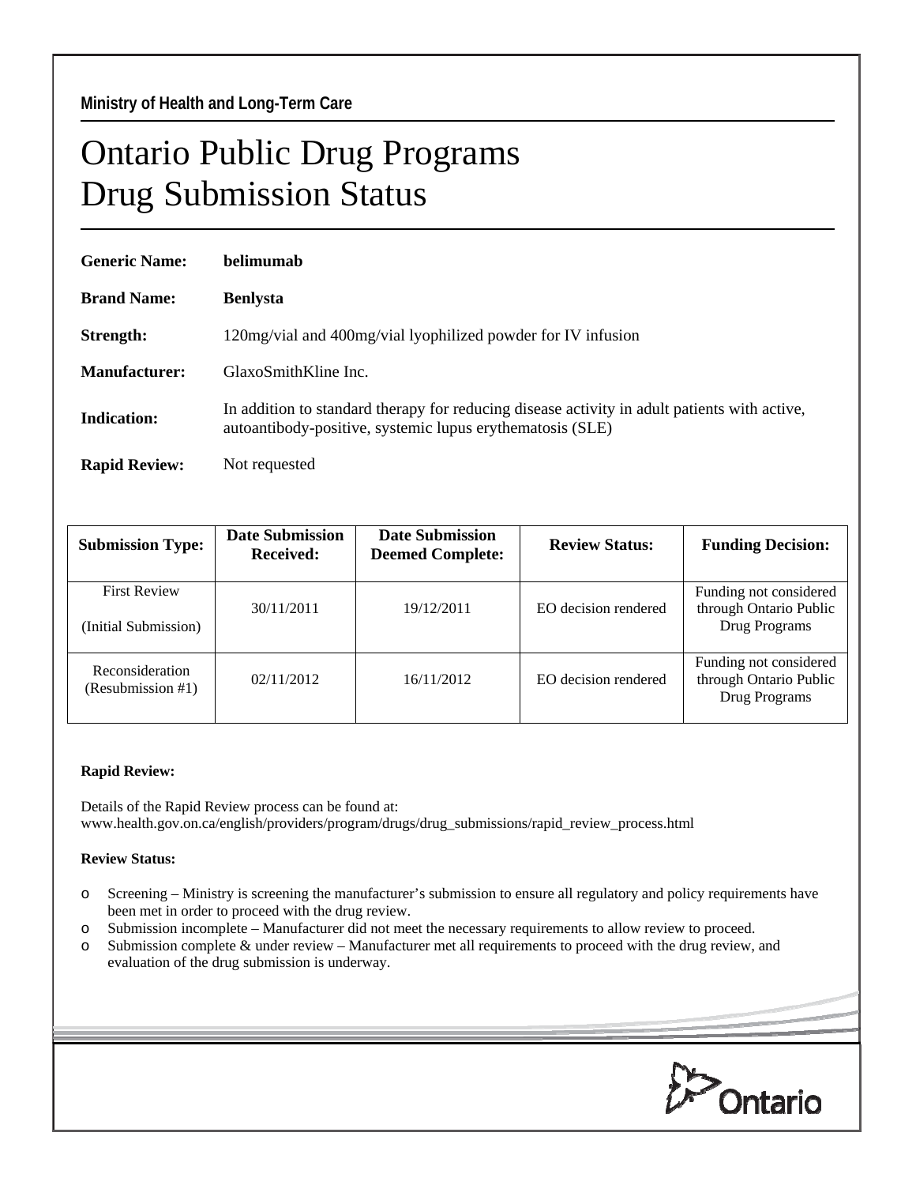**Ministry of Health and Long-Term Care**

# Ontario Public Drug Programs
# Drug Submission Status

**Generic Name:** **belimumab**

**Brand Name:** **Benlysta**

**Strength:** 120mg/vial and 400mg/vial lyophilized powder for IV infusion

**Manufacturer:** GlaxoSmithKline Inc.

**Indication:** In addition to standard therapy for reducing disease activity in adult patients with active, autoantibody-positive, systemic lupus erythematosis (SLE)

**Rapid Review:** Not requested

| Submission Type: | Date Submission Received: | Date Submission Deemed Complete: | Review Status: | Funding Decision: |
|---|---|---|---|---|
| First Review (Initial Submission) | 30/11/2011 | 19/12/2011 | EO decision rendered | Funding not considered through Ontario Public Drug Programs |
| Reconsideration (Resubmission #1) | 02/11/2012 | 16/11/2012 | EO decision rendered | Funding not considered through Ontario Public Drug Programs |

**Rapid Review:**

Details of the Rapid Review process can be found at:
www.health.gov.on.ca/english/providers/program/drugs/drug_submissions/rapid_review_process.html

**Review Status:**

- Screening – Ministry is screening the manufacturer's submission to ensure all regulatory and policy requirements have been met in order to proceed with the drug review.
- Submission incomplete – Manufacturer did not meet the necessary requirements to allow review to proceed.
- Submission complete & under review – Manufacturer met all requirements to proceed with the drug review, and evaluation of the drug submission is underway.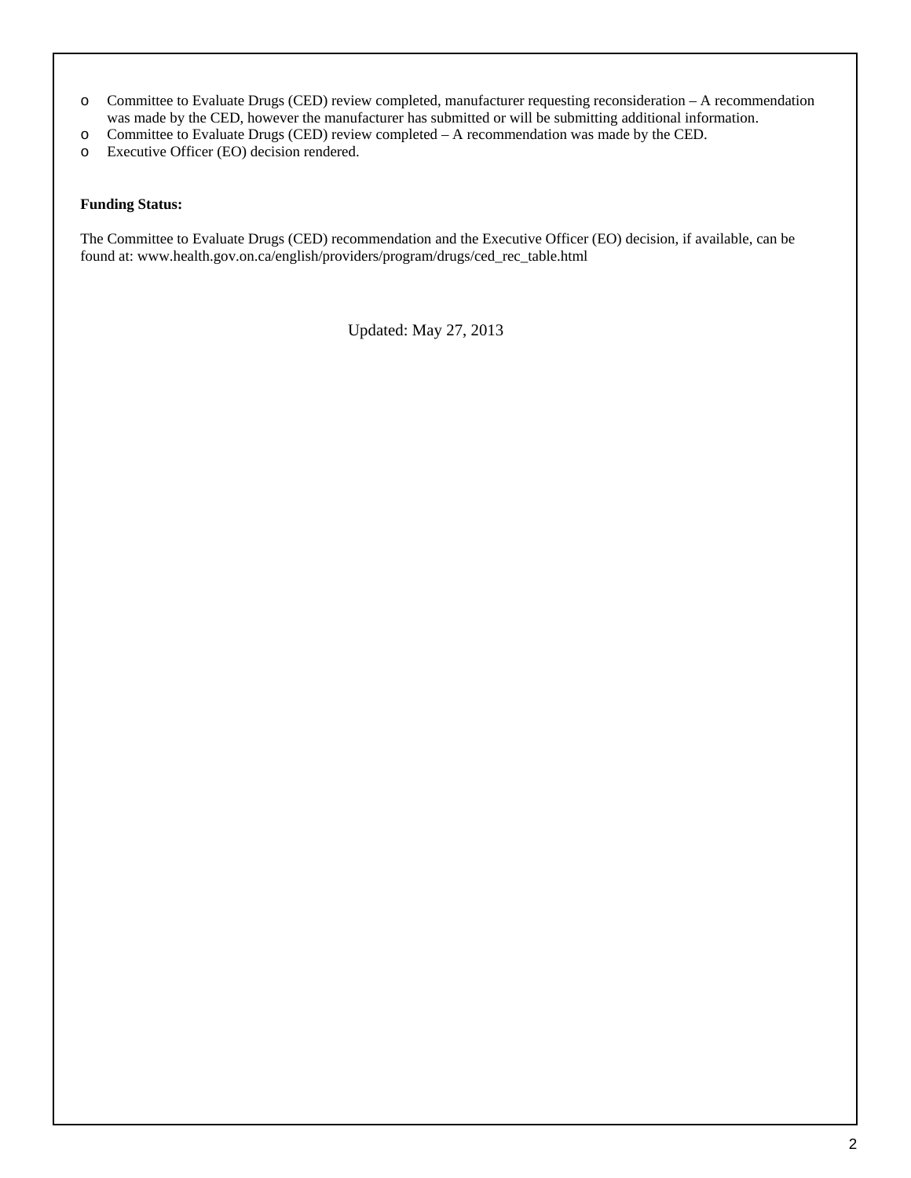- Committee to Evaluate Drugs (CED) review completed, manufacturer requesting reconsideration – A recommendation was made by the CED, however the manufacturer has submitted or will be submitting additional information.
- Committee to Evaluate Drugs (CED) review completed – A recommendation was made by the CED.
- Executive Officer (EO) decision rendered.

**Funding Status:**

The Committee to Evaluate Drugs (CED) recommendation and the Executive Officer (EO) decision, if available, can be found at: www.health.gov.on.ca/english/providers/program/drugs/ced_rec_table.html

Updated: May 27, 2013